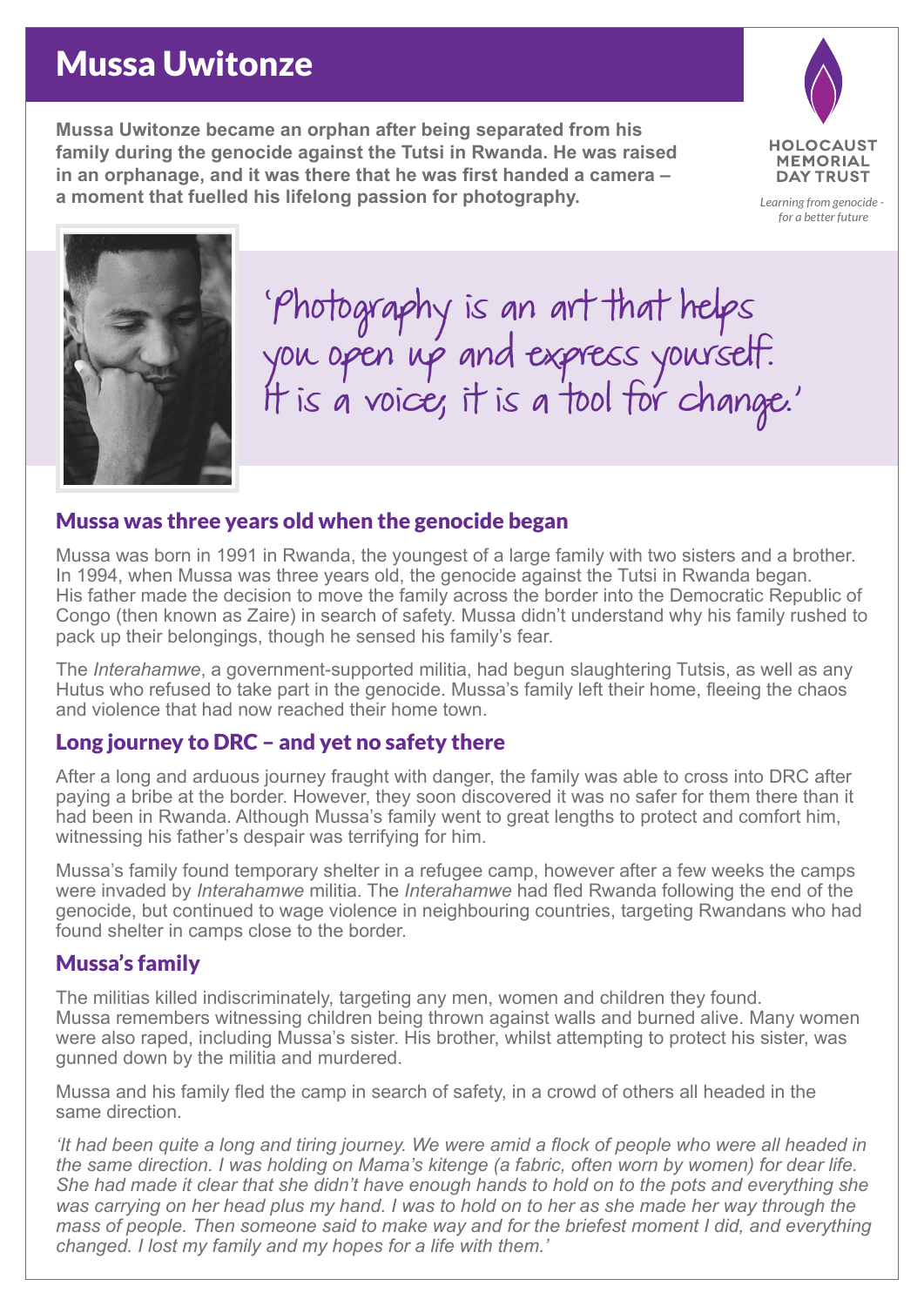# Mussa Uwitonze

**Mussa Uwitonze became an orphan after being separated from his family during the genocide against the Tutsi in Rwanda. He was raised in an orphanage, and it was there that he was first handed a camera – a moment that fuelled his lifelong passion for photography.**

HOLOCAUST MEMORIAL DAY TRUST

*Learning from genocide - for a better future*

'Photography is an art that helps you open up and express yourself. It is a voice; it is a tool for change.'

## Mussa was three years old when the genocide began

Mussa was born in 1991 in Rwanda, the youngest of a large family with two sisters and a brother. In 1994, when Mussa was three years old, the genocide against the Tutsi in Rwanda began. His father made the decision to move the family across the border into the Democratic Republic of Congo (then known as Zaire) in search of safety. Mussa didn't understand why his family rushed to pack up their belongings, though he sensed his family's fear.

The *Interahamwe*, a government-supported militia, had begun slaughtering Tutsis, as well as any Hutus who refused to take part in the genocide. Mussa's family left their home, fleeing the chaos and violence that had now reached their home town.

## Long journey to DRC – and yet no safety there

After a long and arduous journey fraught with danger, the family was able to cross into DRC after paying a bribe at the border. However, they soon discovered it was no safer for them there than it had been in Rwanda. Although Mussa's family went to great lengths to protect and comfort him, witnessing his father's despair was terrifying for him.

Mussa's family found temporary shelter in a refugee camp, however after a few weeks the camps were invaded by *Interahamwe* militia. The *Interahamwe* had fled Rwanda following the end of the genocide, but continued to wage violence in neighbouring countries, targeting Rwandans who had found shelter in camps close to the border.

## Mussa's family

The militias killed indiscriminately, targeting any men, women and children they found. Mussa remembers witnessing children being thrown against walls and burned alive. Many women were also raped, including Mussa's sister. His brother, whilst attempting to protect his sister, was gunned down by the militia and murdered.

Mussa and his family fled the camp in search of safety, in a crowd of others all headed in the same direction.

*'It had been quite a long and tiring journey. We were amid a flock of people who were all headed in the same direction. I was holding on Mama's kitenge (a fabric, often worn by women) for dear life. She had made it clear that she didn't have enough hands to hold on to the pots and everything she was carrying on her head plus my hand. I was to hold on to her as she made her way through the mass of people. Then someone said to make way and for the briefest moment I did, and everything changed. I lost my family and my hopes for a life with them.'*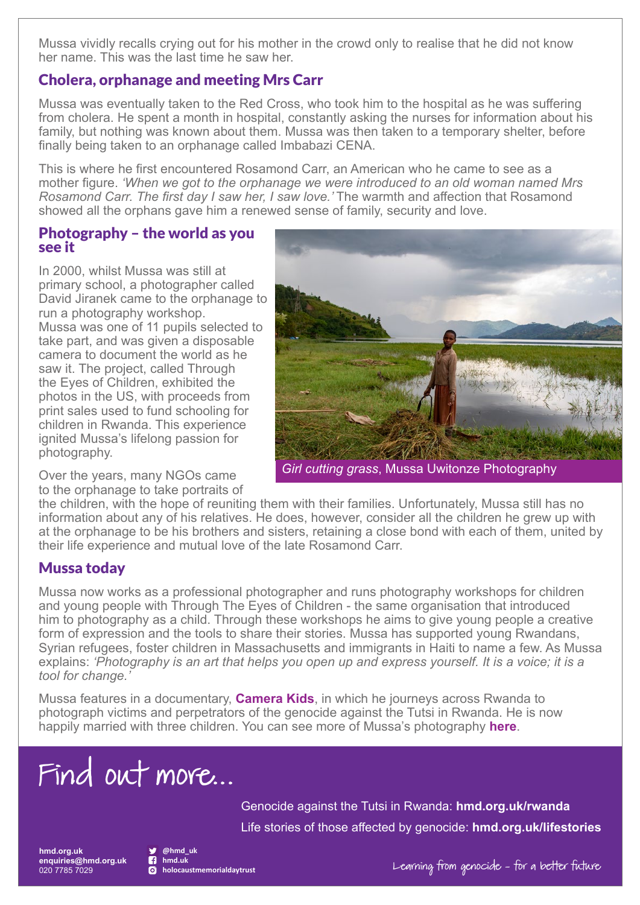Mussa vividly recalls crying out for his mother in the crowd only to realise that he did not know her name. This was the last time he saw her.

## Cholera, orphanage and meeting Mrs Carr

Mussa was eventually taken to the Red Cross, who took him to the hospital as he was suffering from cholera. He spent a month in hospital, constantly asking the nurses for information about his family, but nothing was known about them. Mussa was then taken to a temporary shelter, before finally being taken to an orphanage called Imbabazi CENA.

This is where he first encountered Rosamond Carr, an American who he came to see as a mother figure. *'When we got to the orphanage we were introduced to an old woman named Mrs Rosamond Carr. The first day I saw her, I saw love.'* The warmth and affection that Rosamond showed all the orphans gave him a renewed sense of family, security and love.

## Photography – the world as you see it

In 2000, whilst Mussa was still at primary school, a photographer called David Jiranek came to the orphanage to run a photography workshop. Mussa was one of 11 pupils selected to take part, and was given a disposable camera to document the world as he saw it. The project, called Through the Eyes of Children, exhibited the photos in the US, with proceeds from print sales used to fund schooling for children in Rwanda. This experience ignited Mussa's lifelong passion for photography.

*Girl cutting grass*, Mussa Uwitonze Photography

Over the years, many NGOs came to the orphanage to take portraits of the children, with the hope of reuniting them with their families. Unfortunately, Mussa still has no information about any of his relatives. He does, however, consider all the children he grew up with at the orphanage to be his brothers and sisters, retaining a close bond with each of them, united by their life experience and mutual love of the late Rosamond Carr.

## Mussa today

Mussa now works as a professional photographer and runs photography workshops for children and young people with Through The Eyes of Children - the same organisation that introduced him to photography as a child. Through these workshops he aims to give young people a creative form of expression and the tools to share their stories. Mussa has supported young Rwandans, Syrian refugees, foster children in Massachusetts and immigrants in Haiti to name a few. As Mussa explains: *'Photography is an art that helps you open up and express yourself. It is a voice; it is a tool for change.'*

Mussa features in a documentary, **Camera Kids**, in which he journeys across Rwanda to photograph victims and perpetrators of the genocide against the Tutsi in Rwanda. He is now happily married with three children. You can see more of Mussa's photography **here**.

# Find out more...

Genocide against the Tutsi in Rwanda: **hmd.org.uk/rwanda**

Life stories of those affected by genocide: **hmd.org.uk/lifestories**

**hmd.org.uk**
**enquiries@hmd.org.uk**
020 7785 7029

**@hmd_uk**
**hmd.uk**
**holocaustmemorialdaytrust**

Learning from genocide – for a better future